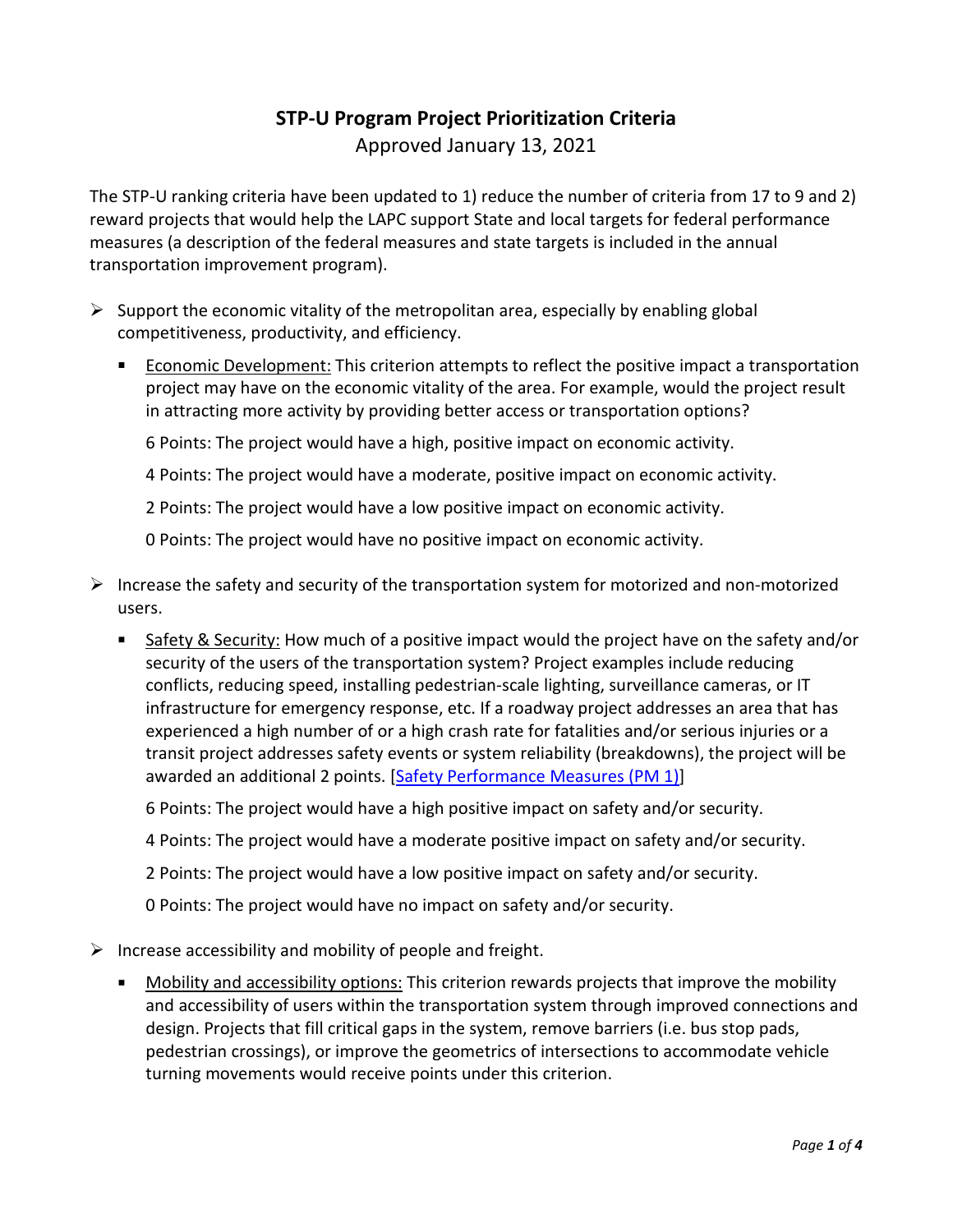# STP-U Program Project Prioritization Criteria

Approved January 13, 2021

The STP-U ranking criteria have been updated to 1) reduce the number of criteria from 17 to 9 and 2) reward projects that would help the LAPC support State and local targets for federal performance measures (a description of the federal measures and state targets is included in the annual transportation improvement program).

- Support the economic vitality of the metropolitan area, especially by enabling global competitiveness, productivity, and efficiency.
  - Economic Development: This criterion attempts to reflect the positive impact a transportation project may have on the economic vitality of the area. For example, would the project result in attracting more activity by providing better access or transportation options?

    6 Points: The project would have a high, positive impact on economic activity.

    4 Points: The project would have a moderate, positive impact on economic activity.

    2 Points: The project would have a low positive impact on economic activity.

    0 Points: The project would have no positive impact on economic activity.

- Increase the safety and security of the transportation system for motorized and non-motorized users.
  - Safety & Security: How much of a positive impact would the project have on the safety and/or security of the users of the transportation system? Project examples include reducing conflicts, reducing speed, installing pedestrian-scale lighting, surveillance cameras, or IT infrastructure for emergency response, etc. If a roadway project addresses an area that has experienced a high number of or a high crash rate for fatalities and/or serious injuries or a transit project addresses safety events or system reliability (breakdowns), the project will be awarded an additional 2 points. [Safety Performance Measures (PM 1)]

    6 Points: The project would have a high positive impact on safety and/or security.

    4 Points: The project would have a moderate positive impact on safety and/or security.

    2 Points: The project would have a low positive impact on safety and/or security.

    0 Points: The project would have no impact on safety and/or security.

- Increase accessibility and mobility of people and freight.
  - Mobility and accessibility options: This criterion rewards projects that improve the mobility and accessibility of users within the transportation system through improved connections and design. Projects that fill critical gaps in the system, remove barriers (i.e. bus stop pads, pedestrian crossings), or improve the geometrics of intersections to accommodate vehicle turning movements would receive points under this criterion.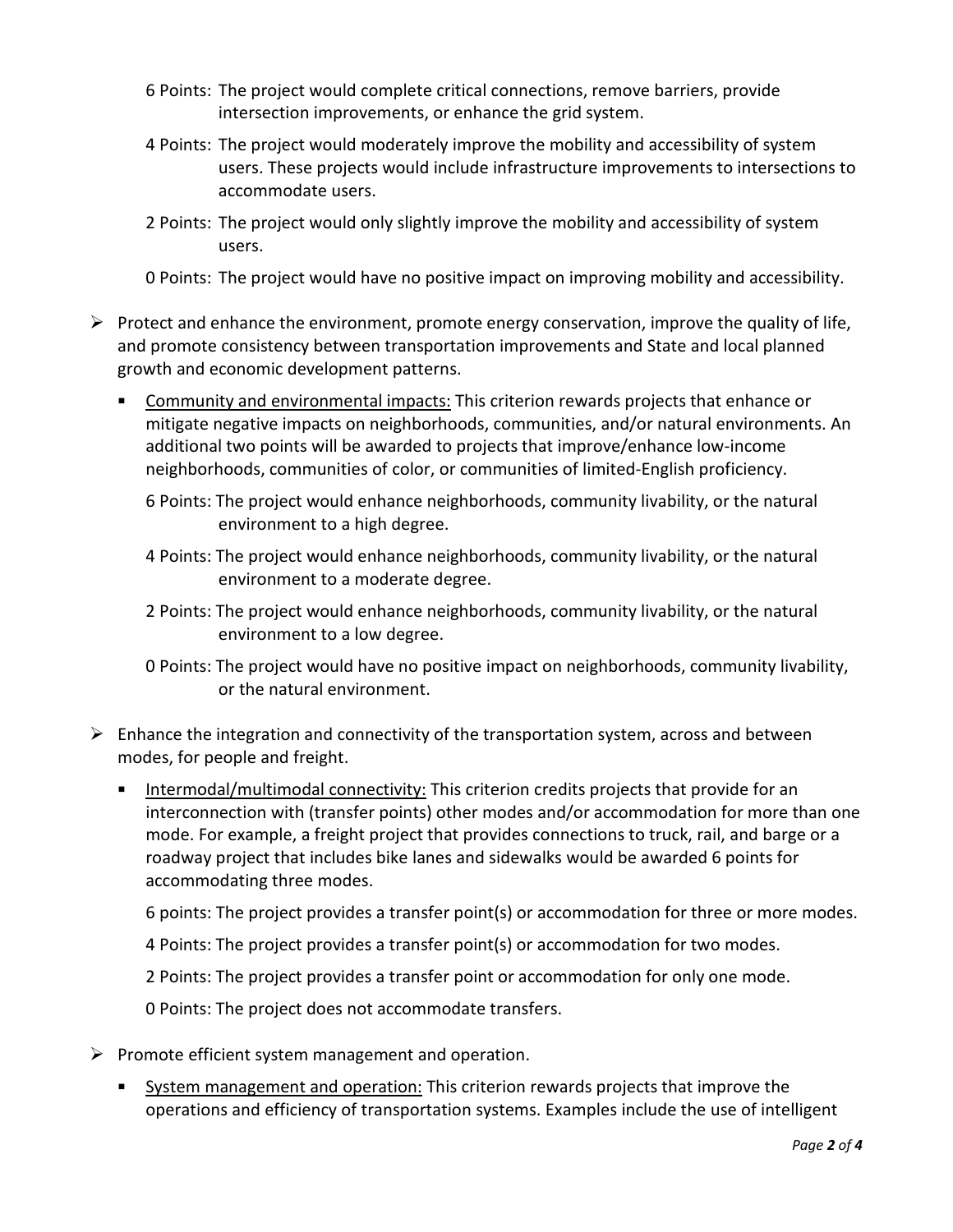6 Points: The project would complete critical connections, remove barriers, provide intersection improvements, or enhance the grid system.

4 Points: The project would moderately improve the mobility and accessibility of system users. These projects would include infrastructure improvements to intersections to accommodate users.

2 Points: The project would only slightly improve the mobility and accessibility of system users.

0 Points: The project would have no positive impact on improving mobility and accessibility.

- Protect and enhance the environment, promote energy conservation, improve the quality of life, and promote consistency between transportation improvements and State and local planned growth and economic development patterns.
  - Community and environmental impacts: This criterion rewards projects that enhance or mitigate negative impacts on neighborhoods, communities, and/or natural environments. An additional two points will be awarded to projects that improve/enhance low-income neighborhoods, communities of color, or communities of limited-English proficiency.

    6 Points: The project would enhance neighborhoods, community livability, or the natural environment to a high degree.

    4 Points: The project would enhance neighborhoods, community livability, or the natural environment to a moderate degree.

    2 Points: The project would enhance neighborhoods, community livability, or the natural environment to a low degree.

    0 Points: The project would have no positive impact on neighborhoods, community livability, or the natural environment.

- Enhance the integration and connectivity of the transportation system, across and between modes, for people and freight.
  - Intermodal/multimodal connectivity: This criterion credits projects that provide for an interconnection with (transfer points) other modes and/or accommodation for more than one mode. For example, a freight project that provides connections to truck, rail, and barge or a roadway project that includes bike lanes and sidewalks would be awarded 6 points for accommodating three modes.

    6 points: The project provides a transfer point(s) or accommodation for three or more modes.

    4 Points: The project provides a transfer point(s) or accommodation for two modes.

    2 Points: The project provides a transfer point or accommodation for only one mode.

    0 Points: The project does not accommodate transfers.

- Promote efficient system management and operation.
  - System management and operation: This criterion rewards projects that improve the operations and efficiency of transportation systems. Examples include the use of intelligent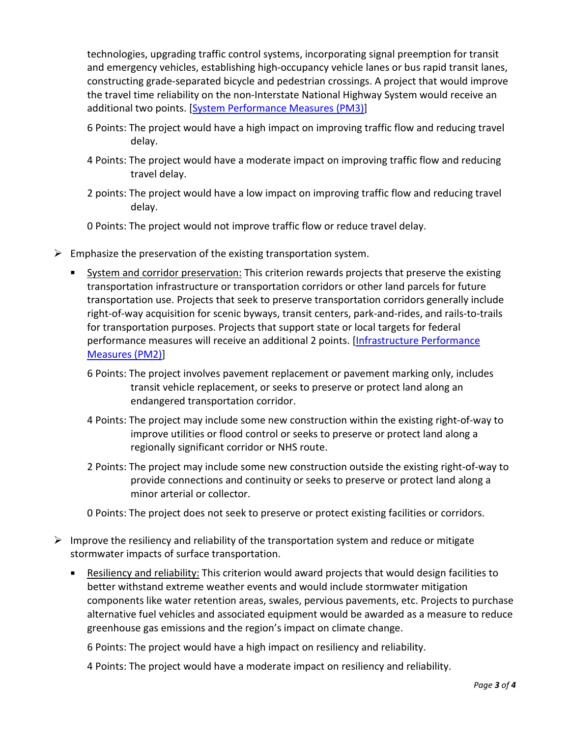technologies, upgrading traffic control systems, incorporating signal preemption for transit and emergency vehicles, establishing high-occupancy vehicle lanes or bus rapid transit lanes, constructing grade-separated bicycle and pedestrian crossings. A project that would improve the travel time reliability on the non-Interstate National Highway System would receive an additional two points. [[System Performance Measures (PM3)]]

6 Points: The project would have a high impact on improving traffic flow and reducing travel delay.

4 Points: The project would have a moderate impact on improving traffic flow and reducing travel delay.

2 points: The project would have a low impact on improving traffic flow and reducing travel delay.

0 Points: The project would not improve traffic flow or reduce travel delay.

- Emphasize the preservation of the existing transportation system.
  - System and corridor preservation: This criterion rewards projects that preserve the existing transportation infrastructure or transportation corridors or other land parcels for future transportation use. Projects that seek to preserve transportation corridors generally include right-of-way acquisition for scenic byways, transit centers, park-and-rides, and rails-to-trails for transportation purposes. Projects that support state or local targets for federal performance measures will receive an additional 2 points. [[Infrastructure Performance Measures (PM2)]]

    6 Points: The project involves pavement replacement or pavement marking only, includes transit vehicle replacement, or seeks to preserve or protect land along an endangered transportation corridor.

    4 Points: The project may include some new construction within the existing right-of-way to improve utilities or flood control or seeks to preserve or protect land along a regionally significant corridor or NHS route.

    2 Points: The project may include some new construction outside the existing right-of-way to provide connections and continuity or seeks to preserve or protect land along a minor arterial or collector.

    0 Points: The project does not seek to preserve or protect existing facilities or corridors.

- Improve the resiliency and reliability of the transportation system and reduce or mitigate stormwater impacts of surface transportation.
  - Resiliency and reliability: This criterion would award projects that would design facilities to better withstand extreme weather events and would include stormwater mitigation components like water retention areas, swales, pervious pavements, etc. Projects to purchase alternative fuel vehicles and associated equipment would be awarded as a measure to reduce greenhouse gas emissions and the region's impact on climate change.

    6 Points: The project would have a high impact on resiliency and reliability.

    4 Points: The project would have a moderate impact on resiliency and reliability.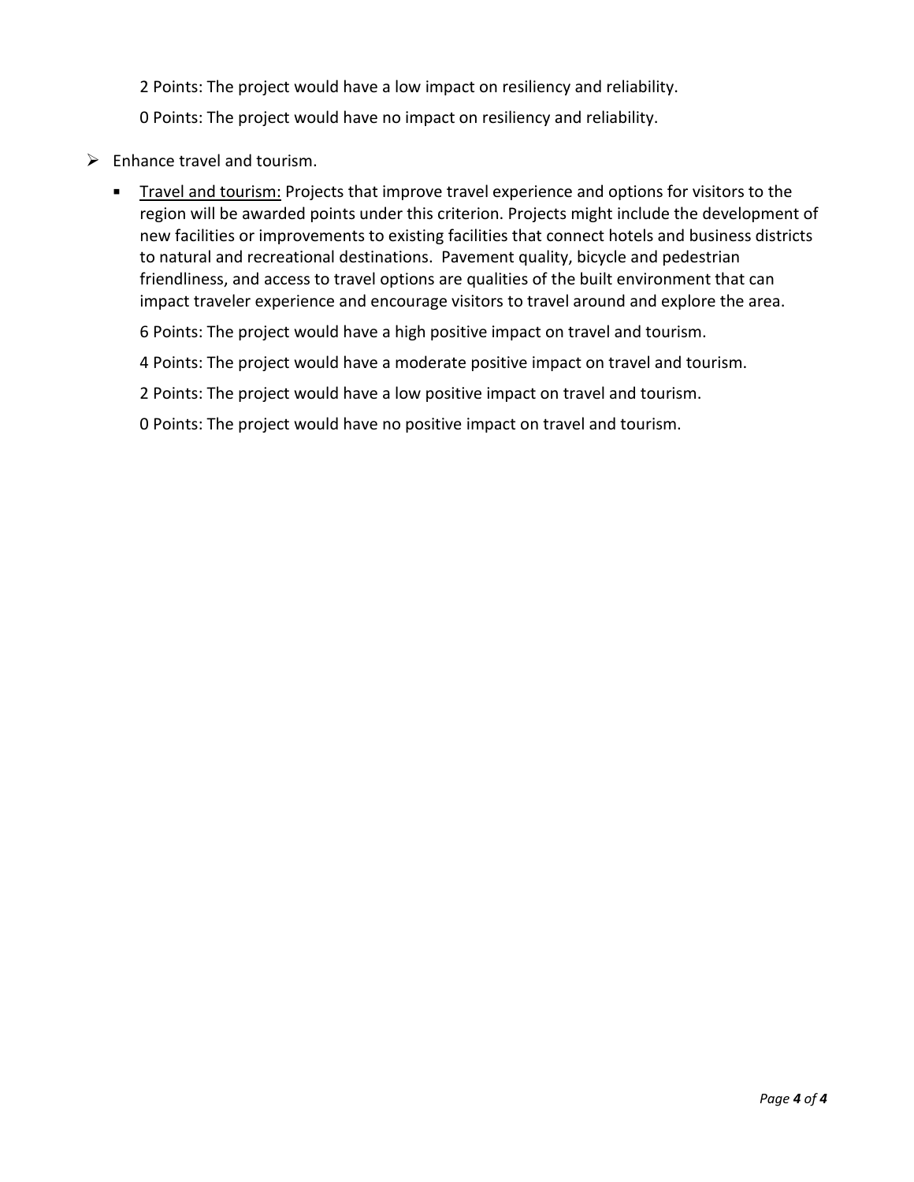2 Points: The project would have a low impact on resiliency and reliability.

0 Points: The project would have no impact on resiliency and reliability.

- Enhance travel and tourism.
  - Travel and tourism: Projects that improve travel experience and options for visitors to the region will be awarded points under this criterion. Projects might include the development of new facilities or improvements to existing facilities that connect hotels and business districts to natural and recreational destinations. Pavement quality, bicycle and pedestrian friendliness, and access to travel options are qualities of the built environment that can impact traveler experience and encourage visitors to travel around and explore the area.

    6 Points: The project would have a high positive impact on travel and tourism.

    4 Points: The project would have a moderate positive impact on travel and tourism.

    2 Points: The project would have a low positive impact on travel and tourism.

    0 Points: The project would have no positive impact on travel and tourism.